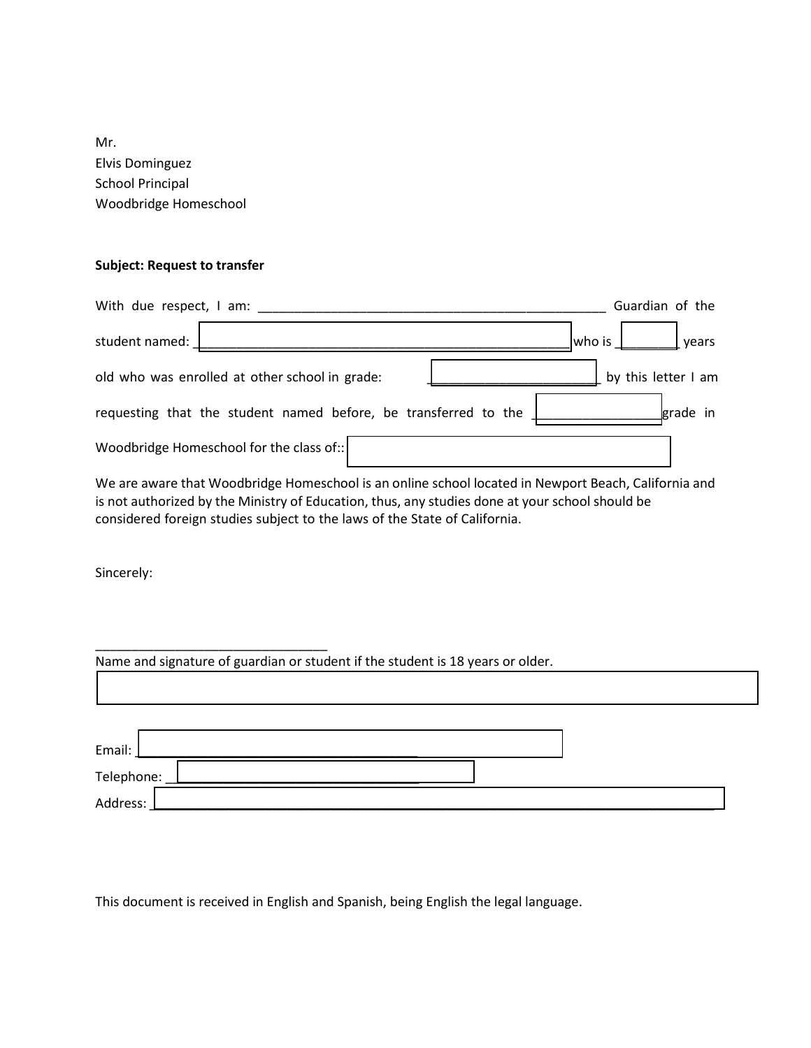Mr.
Elvis Dominguez
School Principal
Woodbridge Homeschool

**Subject: Request to transfer**

With due respect, I am: \_\_\_\_\_\_\_\_\_\_\_\_\_\_\_\_\_\_\_\_\_\_\_\_\_\_\_\_\_\_\_\_\_\_\_\_\_\_\_\_\_\_\_\_\_\_\_\_ Guardian of the student named: \_\_\_\_\_\_\_\_\_\_\_\_\_\_\_\_\_\_\_\_\_\_\_\_\_\_\_\_\_\_\_\_\_\_\_\_\_\_\_\_\_\_\_\_\_\_\_\_\_\_\_\_\_ who is \_\_\_\_\_\_\_\_ years old who was enrolled at other school in grade: \_\_\_\_\_\_\_\_\_\_\_\_\_\_\_\_\_\_\_\_\_\_\_\_ by this letter I am requesting that the student named before, be transferred to the \_\_\_\_\_\_\_\_\_\_\_\_\_\_\_\_\_\_\_grade in Woodbridge Homeschool for the class of:: \_\_\_\_\_\_\_\_\_\_\_\_\_\_\_\_\_\_\_\_\_\_\_\_\_\_\_\_\_\_\_\_\_\_\_\_\_\_\_\_\_\_\_\_

We are aware that Woodbridge Homeschool is an online school located in Newport Beach, California and is not authorized by the Ministry of Education, thus, any studies done at your school should be considered foreign studies subject to the laws of the State of California.

Sincerely:

\_\_\_\_\_\_\_\_\_\_\_\_\_\_\_\_\_\_\_\_\_\_\_\_\_\_\_\_\_\_\_\_\_\_\_
Name and signature of guardian or student if the student is 18 years or older.

Email: \_\_\_\_\_\_\_\_\_\_\_\_\_\_\_\_\_\_\_\_\_\_\_\_\_\_\_\_\_\_\_\_\_\_\_\_\_\_\_\_\_\_\_\_

Telephone: \_\_\_\_\_\_\_\_\_\_\_\_\_\_\_\_\_\_\_\_\_\_\_\_\_\_\_\_\_\_\_\_\_\_\_\_\_\_\_

Address: \_\_\_\_\_\_\_\_\_\_\_\_\_\_\_\_\_\_\_\_\_\_\_\_\_\_\_\_\_\_\_\_\_\_\_\_\_\_\_\_\_\_\_\_\_\_\_\_\_\_\_\_\_\_\_\_\_\_\_\_\_\_\_\_\_\_\_\_\_\_\_\_\_\_\_\_\_\_\_\_\_\_\_\_\_\_

This document is received in English and Spanish, being English the legal language.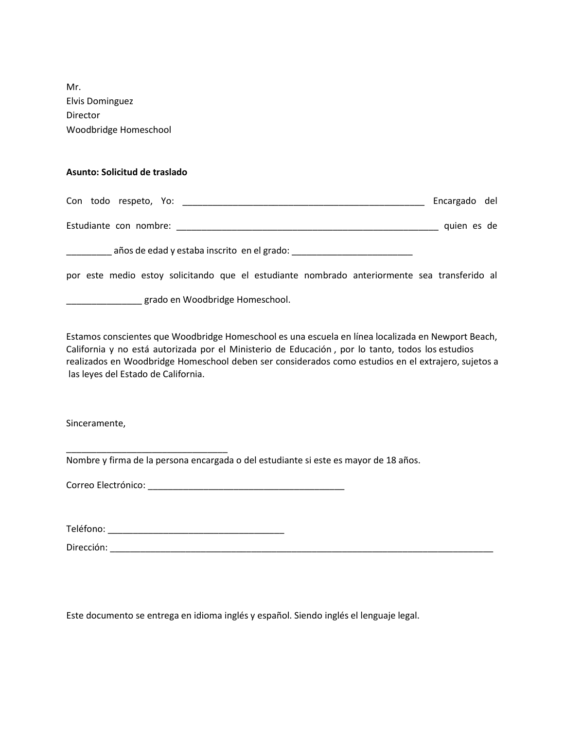Mr.
Elvis Dominguez
Director
Woodbridge Homeschool

**Asunto: Solicitud de traslado**

Con todo respeto, Yo: ___________________________________________________ Encargado del

Estudiante con nombre: _______________________________________________________ quien es de

_________ años de edad y estaba inscrito en el grado: ________________________

por este medio estoy solicitando que el estudiante nombrado anteriormente sea transferido al

_______________ grado en Woodbridge Homeschool.

Estamos conscientes que Woodbridge Homeschool es una escuela en línea localizada en Newport Beach, California y no está autorizada por el Ministerio de Educación , por lo tanto, todos los estudios realizados en Woodbridge Homeschool deben ser considerados como estudios en el extrajero, sujetos a las leyes del Estado de California.

Sinceramente,

_________________________________
Nombre y firma de la persona encargada o del estudiante si este es mayor de 18 años.

Correo Electrónico: _________________________________________

Teléfono: ____________________________________

Dirección: ________________________________________________________________________________

Este documento se entrega en idioma inglés y español. Siendo inglés el lenguaje legal.